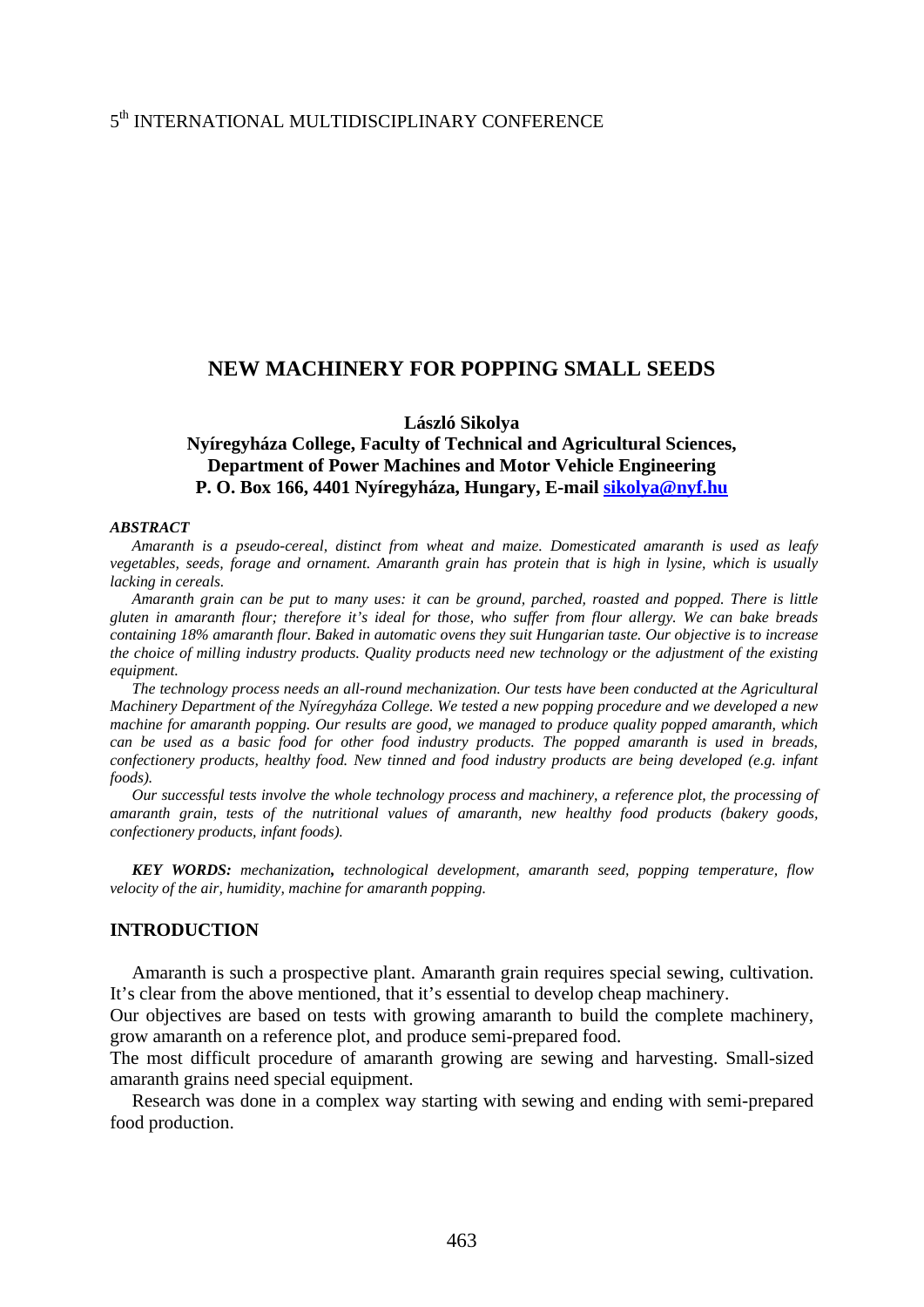5th INTERNATIONAL MULTIDISCIPLINARY CONFERENCE

# NEW MACHINERY FOR POPPING SMALL SEEDS

**László Sikolya**

**Nyíregyháza College, Faculty of Technical and Agricultural Sciences, Department of Power Machines and Motor Vehicle Engineering P. O. Box 166, 4401 Nyíregyháza, Hungary, E-mail sikolya@nyf.hu**

***ABSTRACT***

*Amaranth is a pseudo-cereal, distinct from wheat and maize. Domesticated amaranth is used as leafy vegetables, seeds, forage and ornament. Amaranth grain has protein that is high in lysine, which is usually lacking in cereals.*

*Amaranth grain can be put to many uses: it can be ground, parched, roasted and popped. There is little gluten in amaranth flour; therefore it's ideal for those, who suffer from flour allergy. We can bake breads containing 18% amaranth flour. Baked in automatic ovens they suit Hungarian taste. Our objective is to increase the choice of milling industry products. Quality products need new technology or the adjustment of the existing equipment.*

*The technology process needs an all-round mechanization. Our tests have been conducted at the Agricultural Machinery Department of the Nyíregyháza College. We tested a new popping procedure and we developed a new machine for amaranth popping. Our results are good, we managed to produce quality popped amaranth, which can be used as a basic food for other food industry products. The popped amaranth is used in breads, confectionery products, healthy food. New tinned and food industry products are being developed (e.g. infant foods).*

*Our successful tests involve the whole technology process and machinery, a reference plot, the processing of amaranth grain, tests of the nutritional values of amaranth, new healthy food products (bakery goods, confectionery products, infant foods).*

***KEY WORDS:*** *mechanization**,** technological development, amaranth seed, popping temperature, flow velocity of the air, humidity, machine for amaranth popping.*

## INTRODUCTION

Amaranth is such a prospective plant. Amaranth grain requires special sewing, cultivation. It's clear from the above mentioned, that it's essential to develop cheap machinery.

Our objectives are based on tests with growing amaranth to build the complete machinery, grow amaranth on a reference plot, and produce semi-prepared food.

The most difficult procedure of amaranth growing are sewing and harvesting. Small-sized amaranth grains need special equipment.

Research was done in a complex way starting with sewing and ending with semi-prepared food production.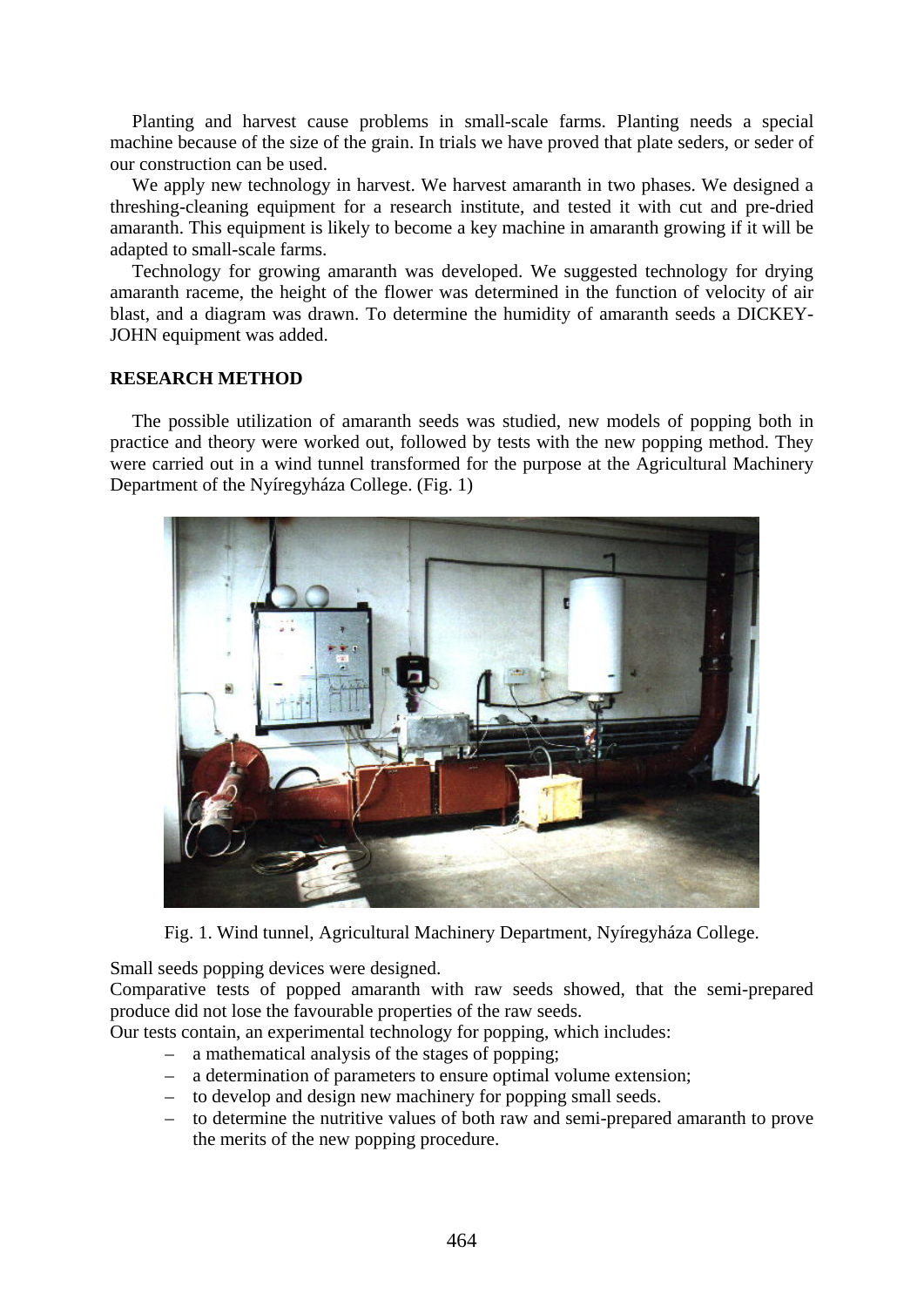Planting and harvest cause problems in small-scale farms. Planting needs a special machine because of the size of the grain. In trials we have proved that plate seders, or seder of our construction can be used.

We apply new technology in harvest. We harvest amaranth in two phases. We designed a threshing-cleaning equipment for a research institute, and tested it with cut and pre-dried amaranth. This equipment is likely to become a key machine in amaranth growing if it will be adapted to small-scale farms.

Technology for growing amaranth was developed. We suggested technology for drying amaranth raceme, the height of the flower was determined in the function of velocity of air blast, and a diagram was drawn. To determine the humidity of amaranth seeds a DICKEY-JOHN equipment was added.

## RESEARCH METHOD

The possible utilization of amaranth seeds was studied, new models of popping both in practice and theory were worked out, followed by tests with the new popping method. They were carried out in a wind tunnel transformed for the purpose at the Agricultural Machinery Department of the Nyíregyháza College. (Fig. 1)

Fig. 1. Wind tunnel, Agricultural Machinery Department, Nyíregyháza College.

Small seeds popping devices were designed.

Comparative tests of popped amaranth with raw seeds showed, that the semi-prepared produce did not lose the favourable properties of the raw seeds.

Our tests contain, an experimental technology for popping, which includes:

- a mathematical analysis of the stages of popping;
- a determination of parameters to ensure optimal volume extension;
- to develop and design new machinery for popping small seeds.
- to determine the nutritive values of both raw and semi-prepared amaranth to prove the merits of the new popping procedure.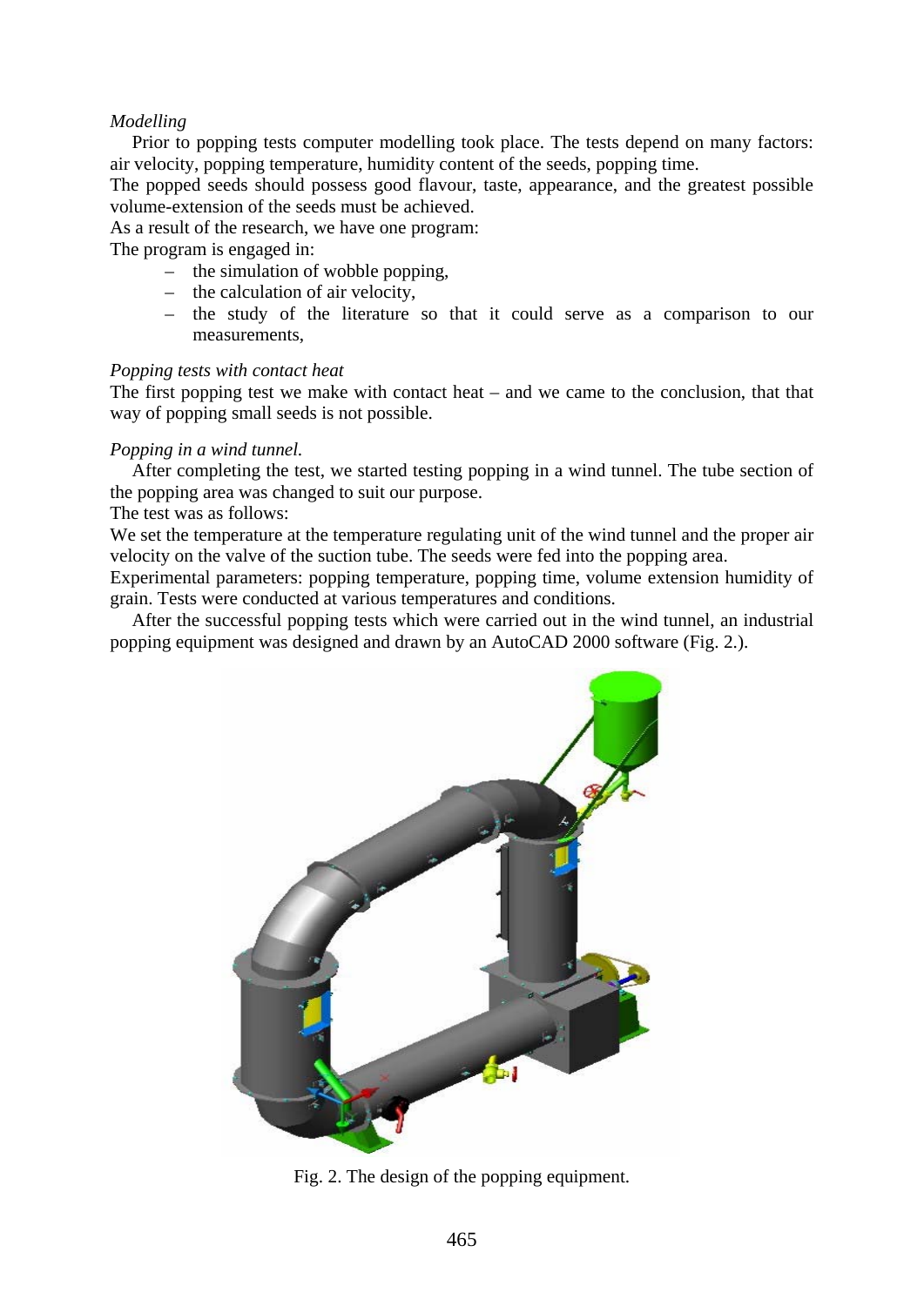*Modelling*

Prior to popping tests computer modelling took place. The tests depend on many factors: air velocity, popping temperature, humidity content of the seeds, popping time.

The popped seeds should possess good flavour, taste, appearance, and the greatest possible volume-extension of the seeds must be achieved.

As a result of the research, we have one program:

The program is engaged in:

- the simulation of wobble popping,
- the calculation of air velocity,
- the study of the literature so that it could serve as a comparison to our measurements,

*Popping tests with contact heat*

The first popping test we make with contact heat – and we came to the conclusion, that that way of popping small seeds is not possible.

*Popping in a wind tunnel.*

After completing the test, we started testing popping in a wind tunnel. The tube section of the popping area was changed to suit our purpose.

The test was as follows:

We set the temperature at the temperature regulating unit of the wind tunnel and the proper air velocity on the valve of the suction tube. The seeds were fed into the popping area.

Experimental parameters: popping temperature, popping time, volume extension humidity of grain. Tests were conducted at various temperatures and conditions.

After the successful popping tests which were carried out in the wind tunnel, an industrial popping equipment was designed and drawn by an AutoCAD 2000 software (Fig. 2.).

Fig. 2. The design of the popping equipment.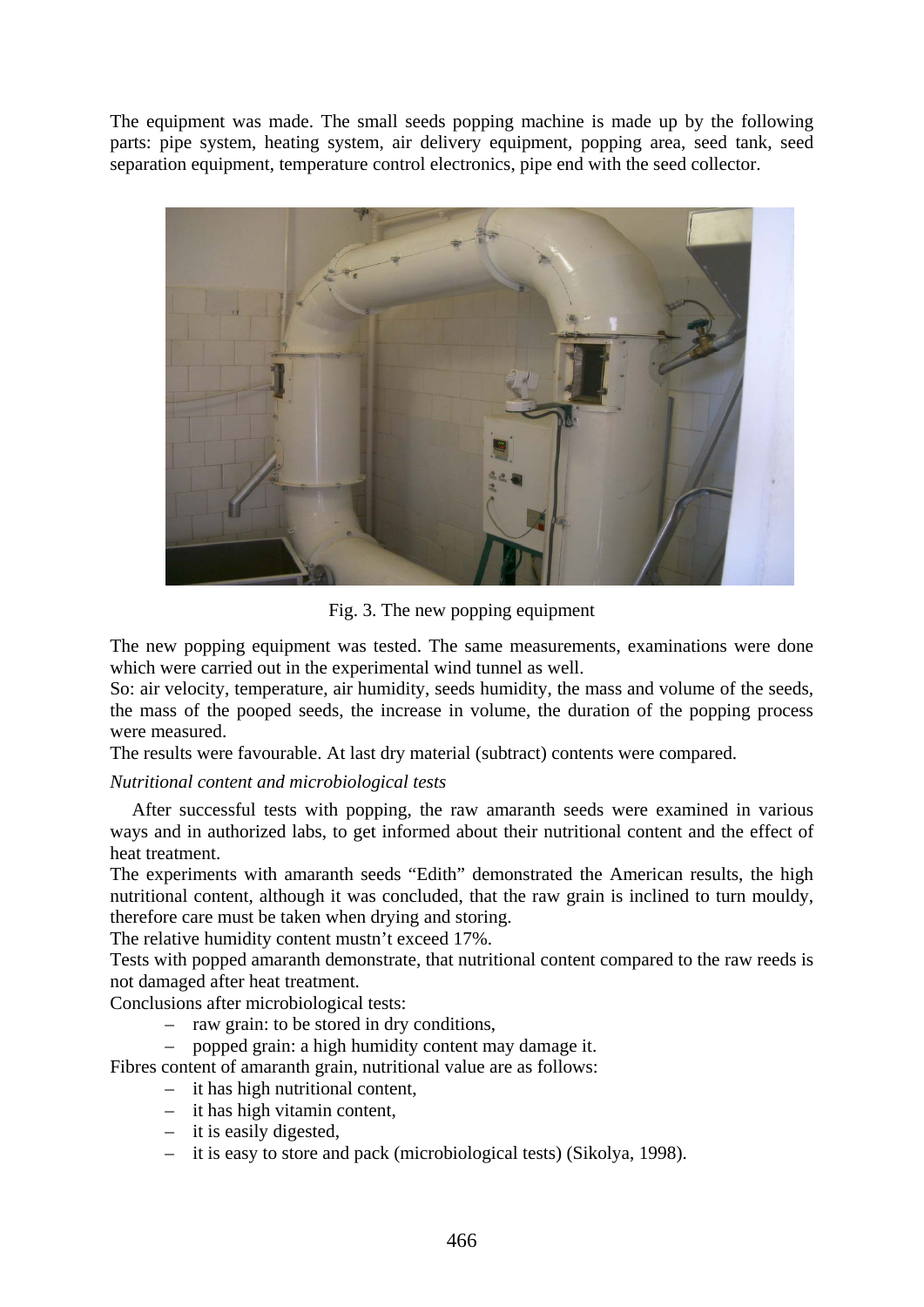The equipment was made. The small seeds popping machine is made up by the following parts: pipe system, heating system, air delivery equipment, popping area, seed tank, seed separation equipment, temperature control electronics, pipe end with the seed collector.

Fig. 3. The new popping equipment

The new popping equipment was tested. The same measurements, examinations were done which were carried out in the experimental wind tunnel as well.
So: air velocity, temperature, air humidity, seeds humidity, the mass and volume of the seeds, the mass of the pooped seeds, the increase in volume, the duration of the popping process were measured.
The results were favourable. At last dry material (subtract) contents were compared.

*Nutritional content and microbiological tests*

After successful tests with popping, the raw amaranth seeds were examined in various ways and in authorized labs, to get informed about their nutritional content and the effect of heat treatment.
The experiments with amaranth seeds "Edith" demonstrated the American results, the high nutritional content, although it was concluded, that the raw grain is inclined to turn mouldy, therefore care must be taken when drying and storing.
The relative humidity content mustn't exceed 17%.
Tests with popped amaranth demonstrate, that nutritional content compared to the raw reeds is not damaged after heat treatment.
Conclusions after microbiological tests:

- raw grain: to be stored in dry conditions,
- popped grain: a high humidity content may damage it.

Fibres content of amaranth grain, nutritional value are as follows:

- it has high nutritional content,
- it has high vitamin content,
- it is easily digested,
- it is easy to store and pack (microbiological tests) (Sikolya, 1998).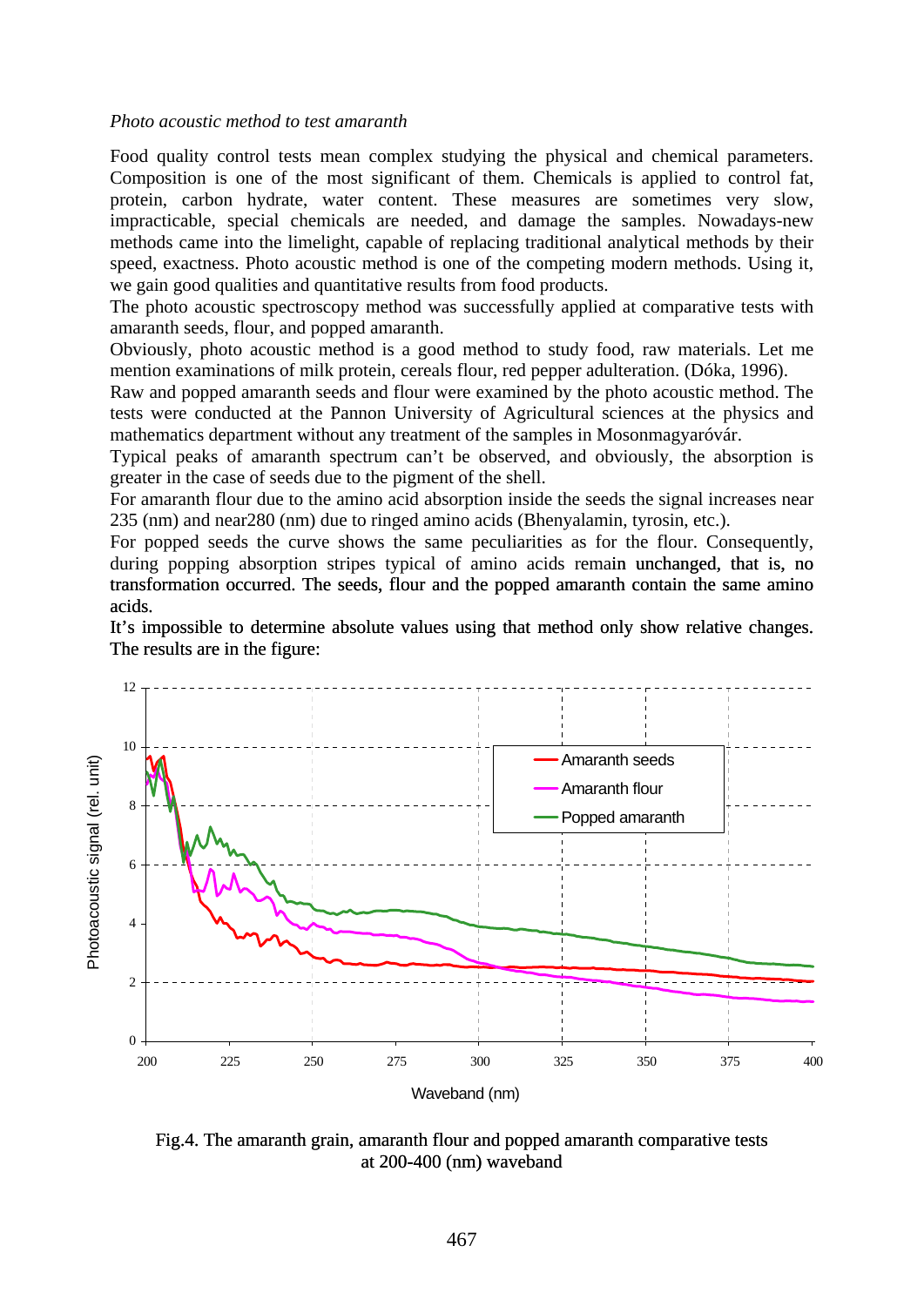*Photo acoustic method to test amaranth*

Food quality control tests mean complex studying the physical and chemical parameters. Composition is one of the most significant of them. Chemicals is applied to control fat, protein, carbon hydrate, water content. These measures are sometimes very slow, impracticable, special chemicals are needed, and damage the samples. Nowadays-new methods came into the limelight, capable of replacing traditional analytical methods by their speed, exactness. Photo acoustic method is one of the competing modern methods. Using it, we gain good qualities and quantitative results from food products.
The photo acoustic spectroscopy method was successfully applied at comparative tests with amaranth seeds, flour, and popped amaranth.
Obviously, photo acoustic method is a good method to study food, raw materials. Let me mention examinations of milk protein, cereals flour, red pepper adulteration. (Dóka, 1996).
Raw and popped amaranth seeds and flour were examined by the photo acoustic method. The tests were conducted at the Pannon University of Agricultural sciences at the physics and mathematics department without any treatment of the samples in Mosonmagyaróvár.
Typical peaks of amaranth spectrum can't be observed, and obviously, the absorption is greater in the case of seeds due to the pigment of the shell.
For amaranth flour due to the amino acid absorption inside the seeds the signal increases near 235 (nm) and near280 (nm) due to ringed amino acids (Bhenyalamin, tyrosin, etc.).
For popped seeds the curve shows the same peculiarities as for the flour. Consequently, during popping absorption stripes typical of amino acids remain unchanged, that is, no transformation occurred. The seeds, flour and the popped amaranth contain the same amino acids.
It's impossible to determine absolute values using that method only show relative changes. The results are in the figure:

Fig.4. The amaranth grain, amaranth flour and popped amaranth comparative tests at 200-400 (nm) waveband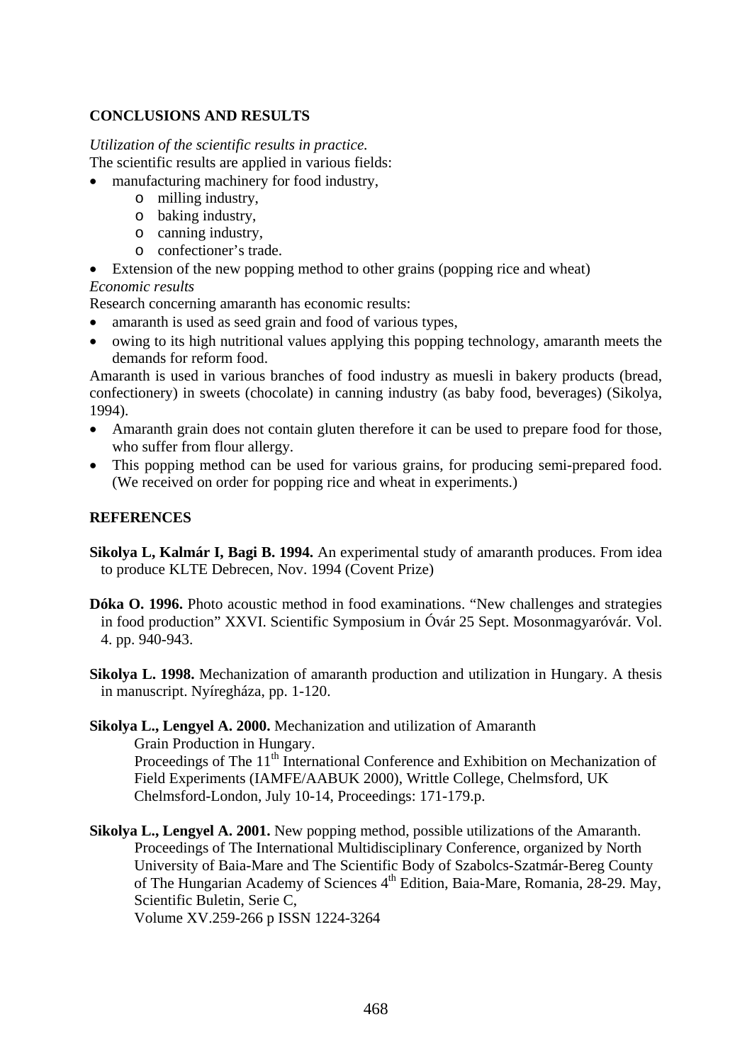## CONCLUSIONS AND RESULTS

*Utilization of the scientific results in practice.*

The scientific results are applied in various fields:

- manufacturing machinery for food industry,
  - milling industry,
  - baking industry,
  - canning industry,
  - confectioner's trade.
- Extension of the new popping method to other grains (popping rice and wheat)

*Economic results*

Research concerning amaranth has economic results:

- amaranth is used as seed grain and food of various types,
- owing to its high nutritional values applying this popping technology, amaranth meets the demands for reform food.

Amaranth is used in various branches of food industry as muesli in bakery products (bread, confectionery) in sweets (chocolate) in canning industry (as baby food, beverages) (Sikolya, 1994).

- Amaranth grain does not contain gluten therefore it can be used to prepare food for those, who suffer from flour allergy.
- This popping method can be used for various grains, for producing semi-prepared food. (We received on order for popping rice and wheat in experiments.)

## REFERENCES

**Sikolya L, Kalmár I, Bagi B. 1994.** An experimental study of amaranth produces. From idea to produce KLTE Debrecen, Nov. 1994 (Covent Prize)

**Dóka O. 1996.** Photo acoustic method in food examinations. "New challenges and strategies in food production" XXVI. Scientific Symposium in Óvár 25 Sept. Mosonmagyaróvár. Vol. 4. pp. 940-943.

**Sikolya L. 1998.** Mechanization of amaranth production and utilization in Hungary. A thesis in manuscript. Nyíregháza, pp. 1-120.

**Sikolya L., Lengyel A. 2000.** Mechanization and utilization of Amaranth Grain Production in Hungary. Proceedings of The 11th International Conference and Exhibition on Mechanization of Field Experiments (IAMFE/AABUK 2000), Writtle College, Chelmsford, UK Chelmsford-London, July 10-14, Proceedings: 171-179.p.

**Sikolya L., Lengyel A. 2001.** New popping method, possible utilizations of the Amaranth. Proceedings of The International Multidisciplinary Conference, organized by North University of Baia-Mare and The Scientific Body of Szabolcs-Szatmár-Bereg County of The Hungarian Academy of Sciences 4th Edition, Baia-Mare, Romania, 28-29. May, Scientific Buletin, Serie C, Volume XV.259-266 p ISSN 1224-3264